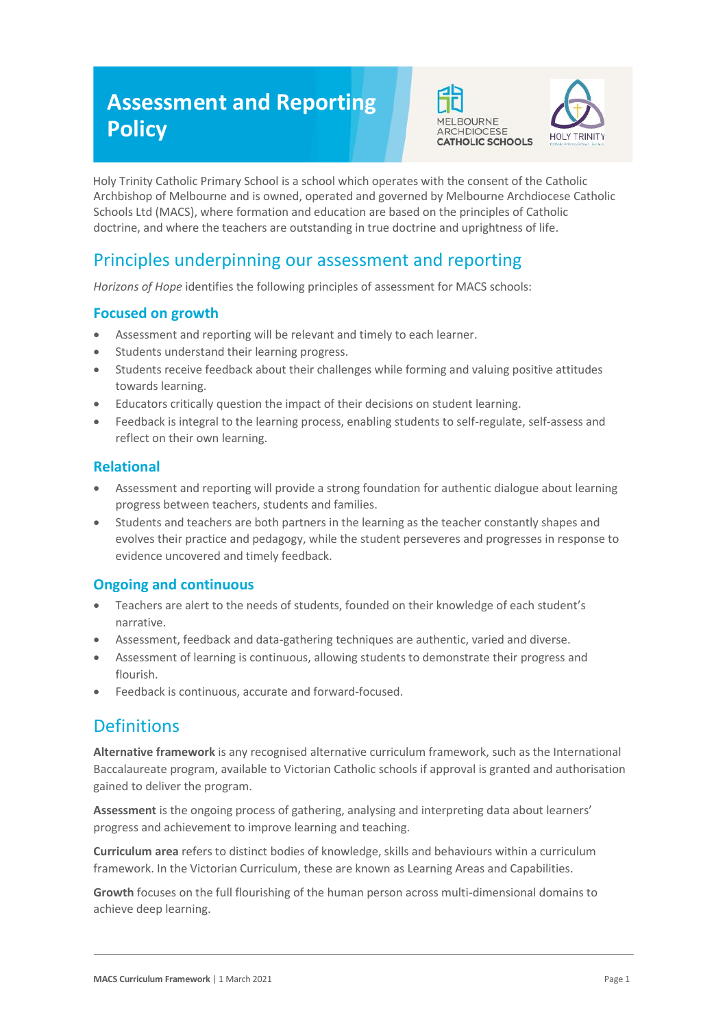# Assessment and Reporting Policy

Holy Trinity Catholic Primary School is a school which operates with the consent of the Catholic Archbishop of Melbourne and is owned, operated and governed by Melbourne Archdiocese Catholic Schools Ltd (MACS), where formation and education are based on the principles of Catholic doctrine, and where the teachers are outstanding in true doctrine and uprightness of life.

## Principles underpinning our assessment and reporting

*Horizons of Hope* identifies the following principles of assessment for MACS schools:

### Focused on growth

- Assessment and reporting will be relevant and timely to each learner.
- Students understand their learning progress.
- Students receive feedback about their challenges while forming and valuing positive attitudes towards learning.
- Educators critically question the impact of their decisions on student learning.
- Feedback is integral to the learning process, enabling students to self-regulate, self-assess and reflect on their own learning.

### Relational

- Assessment and reporting will provide a strong foundation for authentic dialogue about learning progress between teachers, students and families.
- Students and teachers are both partners in the learning as the teacher constantly shapes and evolves their practice and pedagogy, while the student perseveres and progresses in response to evidence uncovered and timely feedback.

### Ongoing and continuous

- Teachers are alert to the needs of students, founded on their knowledge of each student's narrative.
- Assessment, feedback and data-gathering techniques are authentic, varied and diverse.
- Assessment of learning is continuous, allowing students to demonstrate their progress and flourish.
- Feedback is continuous, accurate and forward-focused.

## Definitions

**Alternative framework** is any recognised alternative curriculum framework, such as the International Baccalaureate program, available to Victorian Catholic schools if approval is granted and authorisation gained to deliver the program.

**Assessment** is the ongoing process of gathering, analysing and interpreting data about learners' progress and achievement to improve learning and teaching.

**Curriculum area** refers to distinct bodies of knowledge, skills and behaviours within a curriculum framework. In the Victorian Curriculum, these are known as Learning Areas and Capabilities.

**Growth** focuses on the full flourishing of the human person across multi-dimensional domains to achieve deep learning.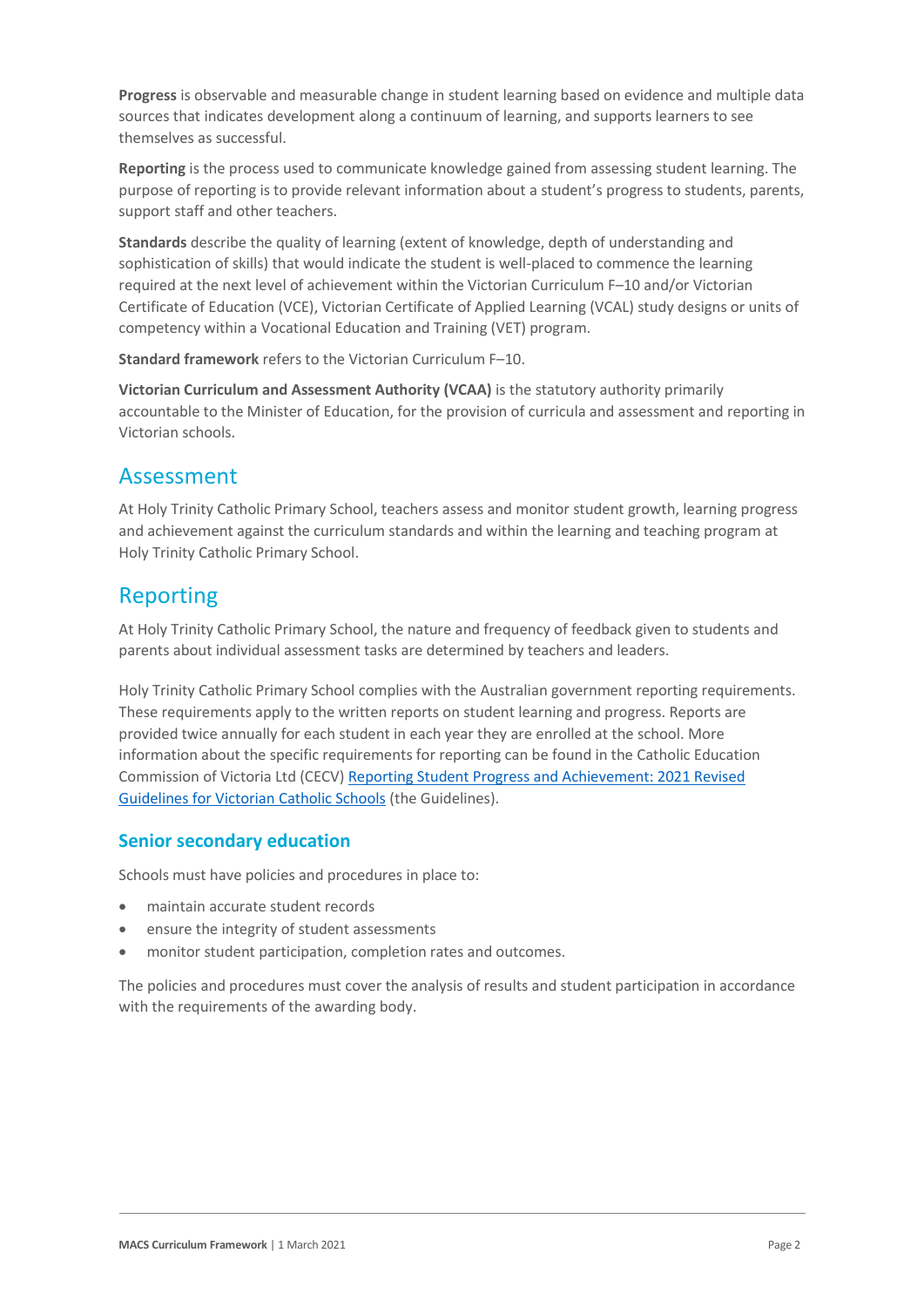**Progress** is observable and measurable change in student learning based on evidence and multiple data sources that indicates development along a continuum of learning, and supports learners to see themselves as successful.

**Reporting** is the process used to communicate knowledge gained from assessing student learning. The purpose of reporting is to provide relevant information about a student's progress to students, parents, support staff and other teachers.

**Standards** describe the quality of learning (extent of knowledge, depth of understanding and sophistication of skills) that would indicate the student is well-placed to commence the learning required at the next level of achievement within the Victorian Curriculum F–10 and/or Victorian Certificate of Education (VCE), Victorian Certificate of Applied Learning (VCAL) study designs or units of competency within a Vocational Education and Training (VET) program.

**Standard framework** refers to the Victorian Curriculum F–10.

**Victorian Curriculum and Assessment Authority (VCAA)** is the statutory authority primarily accountable to the Minister of Education, for the provision of curricula and assessment and reporting in Victorian schools.

## Assessment

At Holy Trinity Catholic Primary School, teachers assess and monitor student growth, learning progress and achievement against the curriculum standards and within the learning and teaching program at Holy Trinity Catholic Primary School.

## Reporting

At Holy Trinity Catholic Primary School, the nature and frequency of feedback given to students and parents about individual assessment tasks are determined by teachers and leaders.

Holy Trinity Catholic Primary School complies with the Australian government reporting requirements. These requirements apply to the written reports on student learning and progress. Reports are provided twice annually for each student in each year they are enrolled at the school. More information about the specific requirements for reporting can be found in the Catholic Education Commission of Victoria Ltd (CECV) Reporting Student Progress and Achievement: 2021 Revised Guidelines for Victorian Catholic Schools (the Guidelines).

### Senior secondary education

Schools must have policies and procedures in place to:

- maintain accurate student records
- ensure the integrity of student assessments
- monitor student participation, completion rates and outcomes.

The policies and procedures must cover the analysis of results and student participation in accordance with the requirements of the awarding body.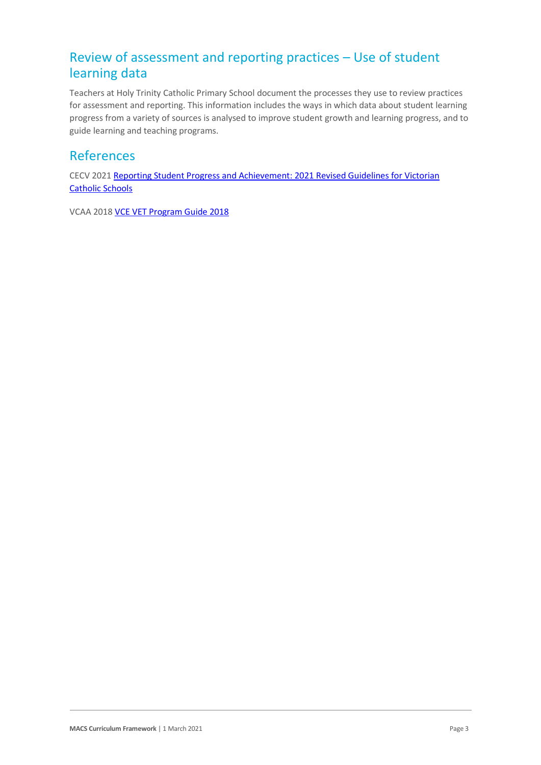## Review of assessment and reporting practices – Use of student learning data

Teachers at Holy Trinity Catholic Primary School document the processes they use to review practices for assessment and reporting. This information includes the ways in which data about student learning progress from a variety of sources is analysed to improve student growth and learning progress, and to guide learning and teaching programs.

## References

CECV 2021 Reporting Student Progress and Achievement: 2021 Revised Guidelines for Victorian Catholic Schools

VCAA 2018 VCE VET Program Guide 2018